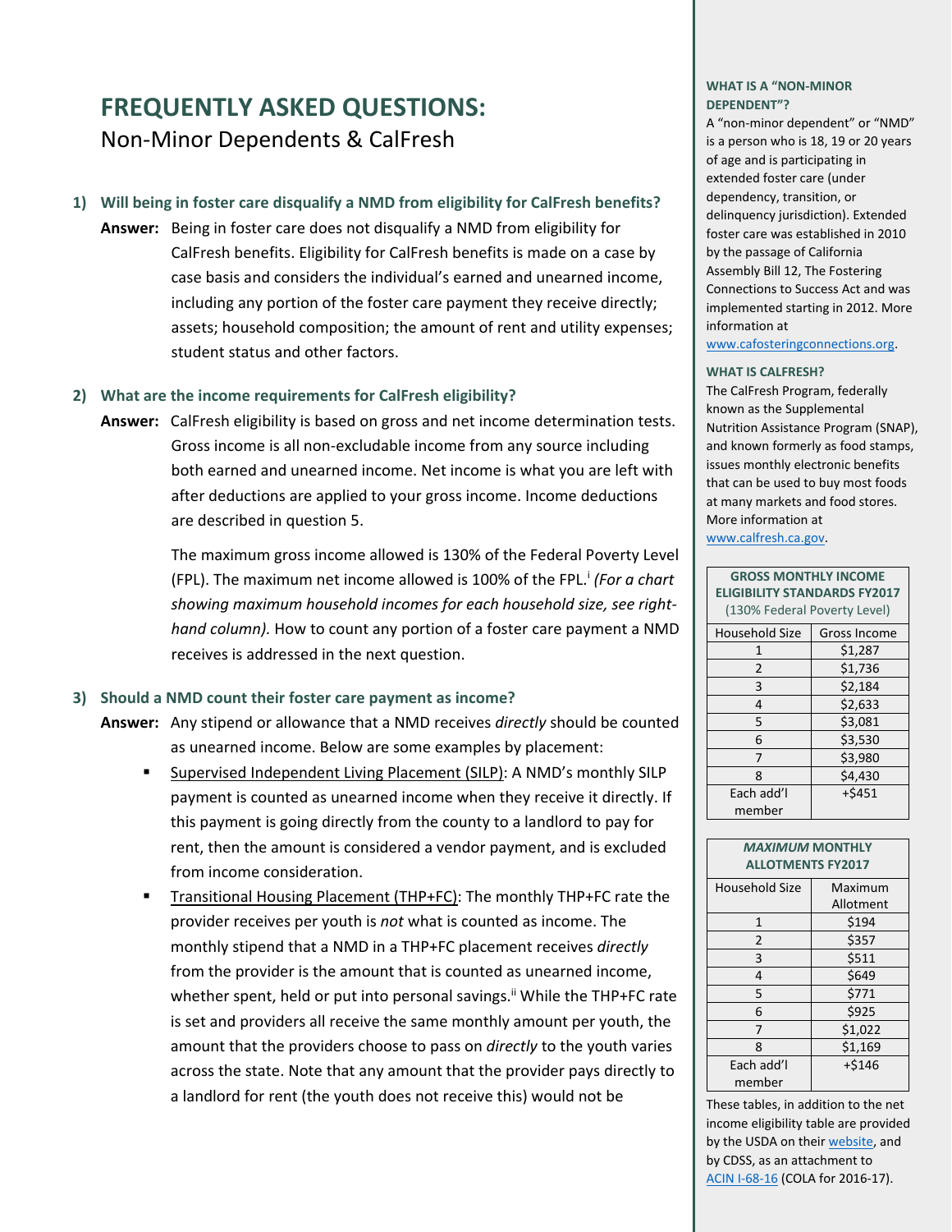# FREQUENTLY ASKED QUESTIONS:

## Non-Minor Dependents & CalFresh

### 1) Will being in foster care disqualify a NMD from eligibility for CalFresh benefits?

**Answer:** Being in foster care does not disqualify a NMD from eligibility for CalFresh benefits. Eligibility for CalFresh benefits is made on a case by case basis and considers the individual's earned and unearned income, including any portion of the foster care payment they receive directly; assets; household composition; the amount of rent and utility expenses; student status and other factors.

### 2) What are the income requirements for CalFresh eligibility?

**Answer:** CalFresh eligibility is based on gross and net income determination tests. Gross income is all non-excludable income from any source including both earned and unearned income. Net income is what you are left with after deductions are applied to your gross income. Income deductions are described in question 5.

The maximum gross income allowed is 130% of the Federal Poverty Level (FPL). The maximum net income allowed is 100% of the FPL.[i] *(For a chart showing maximum household incomes for each household size, see right-hand column).* How to count any portion of a foster care payment a NMD receives is addressed in the next question.

### 3) Should a NMD count their foster care payment as income?

**Answer:** Any stipend or allowance that a NMD receives *directly* should be counted as unearned income. Below are some examples by placement:

- Supervised Independent Living Placement (SILP): A NMD's monthly SILP payment is counted as unearned income when they receive it directly. If this payment is going directly from the county to a landlord to pay for rent, then the amount is considered a vendor payment, and is excluded from income consideration.
- Transitional Housing Placement (THP+FC): The monthly THP+FC rate the provider receives per youth is *not* what is counted as income. The monthly stipend that a NMD in a THP+FC placement receives *directly* from the provider is the amount that is counted as unearned income, whether spent, held or put into personal savings.[ii] While the THP+FC rate is set and providers all receive the same monthly amount per youth, the amount that the providers choose to pass on *directly* to the youth varies across the state. Note that any amount that the provider pays directly to a landlord for rent (the youth does not receive this) would not be

**WHAT IS A "NON-MINOR DEPENDENT"?**

A "non-minor dependent" or "NMD" is a person who is 18, 19 or 20 years of age and is participating in extended foster care (under dependency, transition, or delinquency jurisdiction). Extended foster care was established in 2010 by the passage of California Assembly Bill 12, The Fostering Connections to Success Act and was implemented starting in 2012. More information at www.cafosteringconnections.org.

**WHAT IS CALFRESH?**

The CalFresh Program, federally known as the Supplemental Nutrition Assistance Program (SNAP), and known formerly as food stamps, issues monthly electronic benefits that can be used to buy most foods at many markets and food stores. More information at www.calfresh.ca.gov.

**GROSS MONTHLY INCOME ELIGIBILITY STANDARDS FY2017** (130% Federal Poverty Level)

| Household Size | Gross Income |
|---|---|
| 1 | $1,287 |
| 2 | $1,736 |
| 3 | $2,184 |
| 4 | $2,633 |
| 5 | $3,081 |
| 6 | $3,530 |
| 7 | $3,980 |
| 8 | $4,430 |
| Each add'l member | +$451 |

***MAXIMUM* MONTHLY ALLOTMENTS FY2017**

| Household Size | Maximum Allotment |
|---|---|
| 1 | $194 |
| 2 | $357 |
| 3 | $511 |
| 4 | $649 |
| 5 | $771 |
| 6 | $925 |
| 7 | $1,022 |
| 8 | $1,169 |
| Each add'l member | +$146 |

These tables, in addition to the net income eligibility table are provided by the USDA on their website, and by CDSS, as an attachment to ACIN I-68-16 (COLA for 2016-17).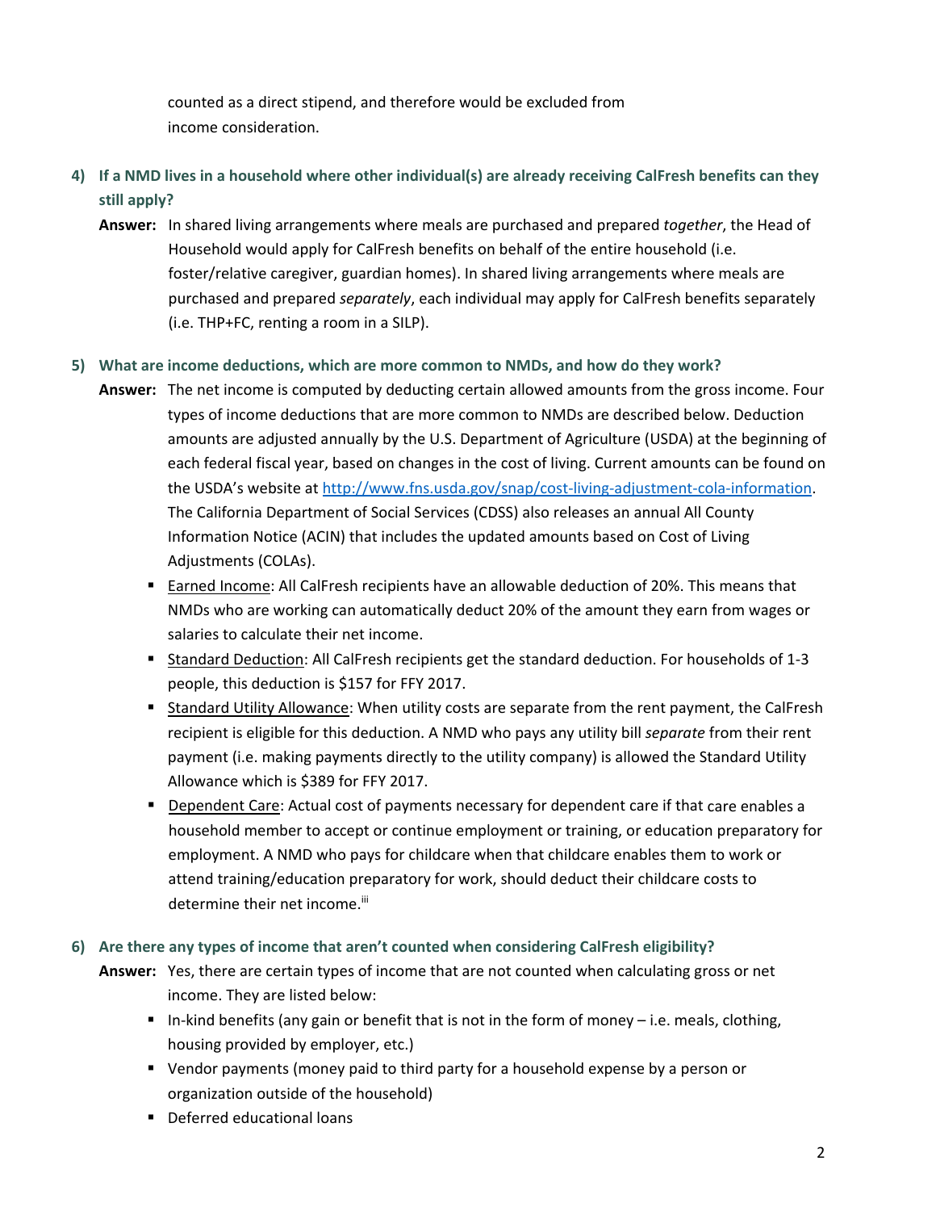counted as a direct stipend, and therefore would be excluded from income consideration.

**4) If a NMD lives in a household where other individual(s) are already receiving CalFresh benefits can they still apply?**

**Answer:** In shared living arrangements where meals are purchased and prepared *together*, the Head of Household would apply for CalFresh benefits on behalf of the entire household (i.e. foster/relative caregiver, guardian homes). In shared living arrangements where meals are purchased and prepared *separately*, each individual may apply for CalFresh benefits separately (i.e. THP+FC, renting a room in a SILP).

**5) What are income deductions, which are more common to NMDs, and how do they work?**

**Answer:** The net income is computed by deducting certain allowed amounts from the gross income. Four types of income deductions that are more common to NMDs are described below. Deduction amounts are adjusted annually by the U.S. Department of Agriculture (USDA) at the beginning of each federal fiscal year, based on changes in the cost of living. Current amounts can be found on the USDA's website at [http://www.fns.usda.gov/snap/cost-living-adjustment-cola-information](http://www.fns.usda.gov/snap/cost-living-adjustment-cola-information). The California Department of Social Services (CDSS) also releases an annual All County Information Notice (ACIN) that includes the updated amounts based on Cost of Living Adjustments (COLAs).

- Earned Income: All CalFresh recipients have an allowable deduction of 20%. This means that NMDs who are working can automatically deduct 20% of the amount they earn from wages or salaries to calculate their net income.
- Standard Deduction: All CalFresh recipients get the standard deduction. For households of 1-3 people, this deduction is $157 for FFY 2017.
- Standard Utility Allowance: When utility costs are separate from the rent payment, the CalFresh recipient is eligible for this deduction. A NMD who pays any utility bill *separate* from their rent payment (i.e. making payments directly to the utility company) is allowed the Standard Utility Allowance which is $389 for FFY 2017.
- Dependent Care: Actual cost of payments necessary for dependent care if that care enables a household member to accept or continue employment or training, or education preparatory for employment. A NMD who pays for childcare when that childcare enables them to work or attend training/education preparatory for work, should deduct their childcare costs to determine their net income.[iii]

**6) Are there any types of income that aren't counted when considering CalFresh eligibility?**

**Answer:** Yes, there are certain types of income that are not counted when calculating gross or net income. They are listed below:

- In-kind benefits (any gain or benefit that is not in the form of money – i.e. meals, clothing, housing provided by employer, etc.)
- Vendor payments (money paid to third party for a household expense by a person or organization outside of the household)
- Deferred educational loans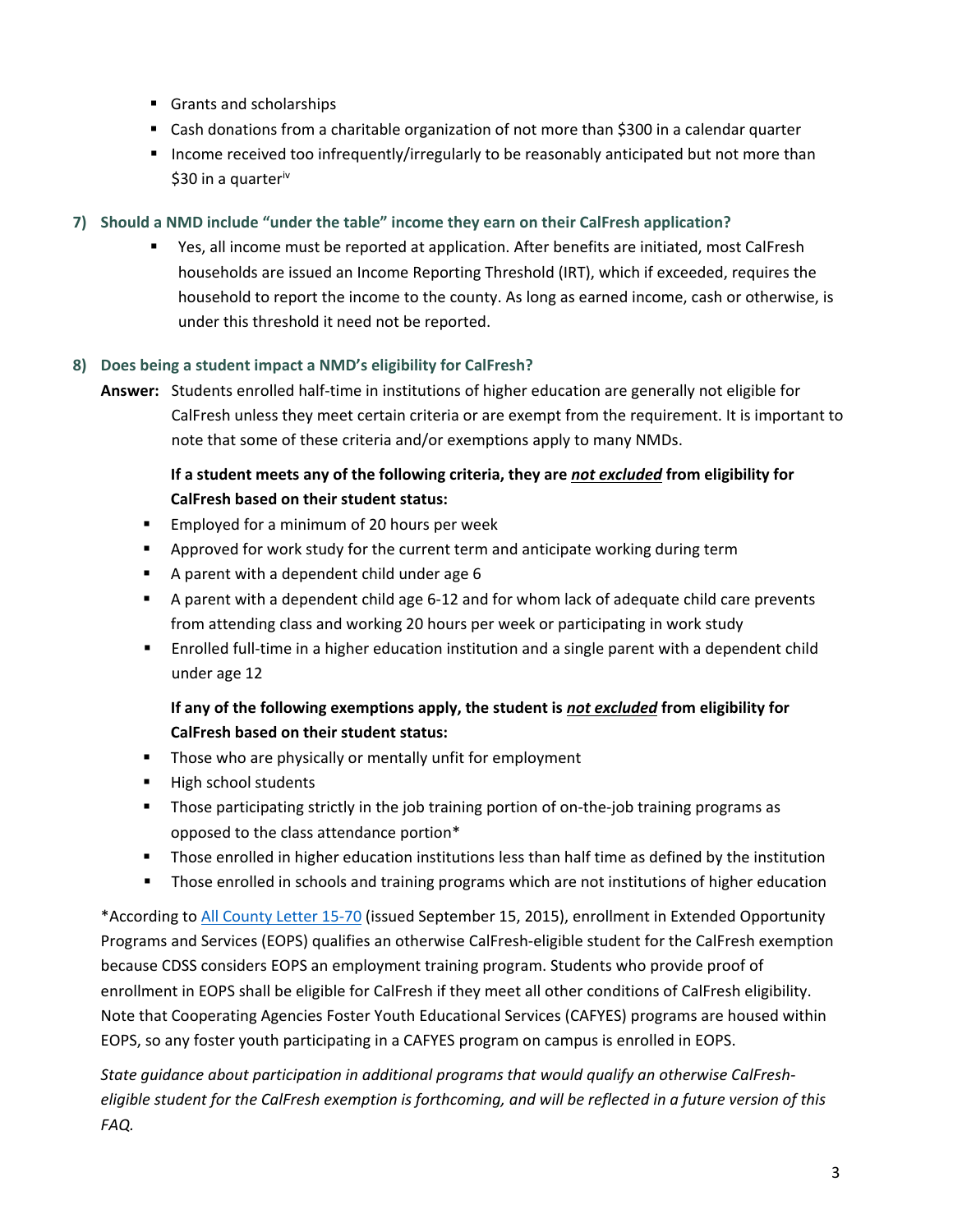- Grants and scholarships
- Cash donations from a charitable organization of not more than $300 in a calendar quarter
- Income received too infrequently/irregularly to be reasonably anticipated but not more than $30 in a quarter[iv]

### 7) Should a NMD include "under the table" income they earn on their CalFresh application?

- Yes, all income must be reported at application. After benefits are initiated, most CalFresh households are issued an Income Reporting Threshold (IRT), which if exceeded, requires the household to report the income to the county. As long as earned income, cash or otherwise, is under this threshold it need not be reported.

### 8) Does being a student impact a NMD's eligibility for CalFresh?

**Answer:** Students enrolled half-time in institutions of higher education are generally not eligible for CalFresh unless they meet certain criteria or are exempt from the requirement. It is important to note that some of these criteria and/or exemptions apply to many NMDs.

**If a student meets any of the following criteria, they are *not excluded* from eligibility for CalFresh based on their student status:**

- Employed for a minimum of 20 hours per week
- Approved for work study for the current term and anticipate working during term
- A parent with a dependent child under age 6
- A parent with a dependent child age 6-12 and for whom lack of adequate child care prevents from attending class and working 20 hours per week or participating in work study
- Enrolled full-time in a higher education institution and a single parent with a dependent child under age 12

**If any of the following exemptions apply, the student is *not excluded* from eligibility for CalFresh based on their student status:**

- Those who are physically or mentally unfit for employment
- High school students
- Those participating strictly in the job training portion of on-the-job training programs as opposed to the class attendance portion*
- Those enrolled in higher education institutions less than half time as defined by the institution
- Those enrolled in schools and training programs which are not institutions of higher education

*According to All County Letter 15-70 (issued September 15, 2015), enrollment in Extended Opportunity Programs and Services (EOPS) qualifies an otherwise CalFresh-eligible student for the CalFresh exemption because CDSS considers EOPS an employment training program. Students who provide proof of enrollment in EOPS shall be eligible for CalFresh if they meet all other conditions of CalFresh eligibility. Note that Cooperating Agencies Foster Youth Educational Services (CAFYES) programs are housed within EOPS, so any foster youth participating in a CAFYES program on campus is enrolled in EOPS.

*State guidance about participation in additional programs that would qualify an otherwise CalFresh-eligible student for the CalFresh exemption is forthcoming, and will be reflected in a future version of this FAQ.*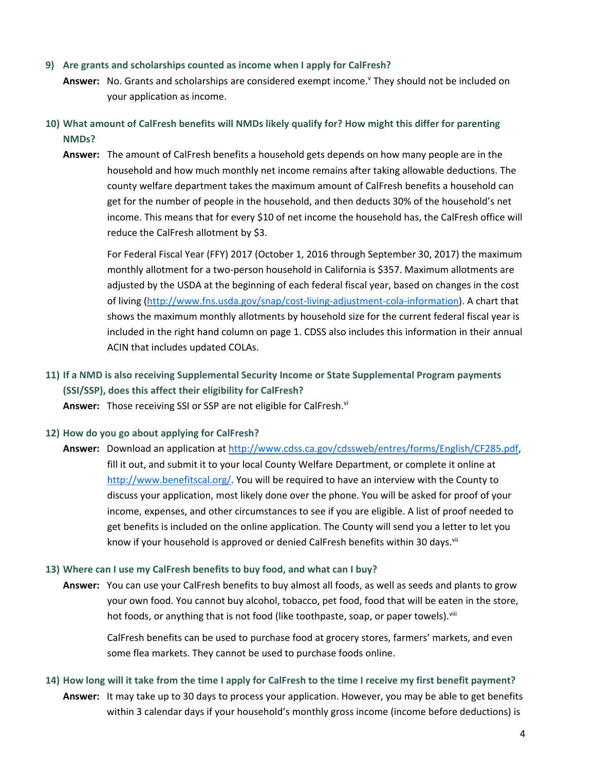**9) Are grants and scholarships counted as income when I apply for CalFresh?**

**Answer:** No. Grants and scholarships are considered exempt income.[v] They should not be included on your application as income.

**10) What amount of CalFresh benefits will NMDs likely qualify for? How might this differ for parenting NMDs?**

**Answer:** The amount of CalFresh benefits a household gets depends on how many people are in the household and how much monthly net income remains after taking allowable deductions. The county welfare department takes the maximum amount of CalFresh benefits a household can get for the number of people in the household, and then deducts 30% of the household's net income. This means that for every $10 of net income the household has, the CalFresh office will reduce the CalFresh allotment by $3.

For Federal Fiscal Year (FFY) 2017 (October 1, 2016 through September 30, 2017) the maximum monthly allotment for a two-person household in California is $357. Maximum allotments are adjusted by the USDA at the beginning of each federal fiscal year, based on changes in the cost of living (http://www.fns.usda.gov/snap/cost-living-adjustment-cola-information). A chart that shows the maximum monthly allotments by household size for the current federal fiscal year is included in the right hand column on page 1. CDSS also includes this information in their annual ACIN that includes updated COLAs.

**11) If a NMD is also receiving Supplemental Security Income or State Supplemental Program payments (SSI/SSP), does this affect their eligibility for CalFresh?**

**Answer:** Those receiving SSI or SSP are not eligible for CalFresh.[vi]

**12) How do you go about applying for CalFresh?**

**Answer:** Download an application at http://www.cdss.ca.gov/cdssweb/entres/forms/English/CF285.pdf, fill it out, and submit it to your local County Welfare Department, or complete it online at http://www.benefitscal.org/. You will be required to have an interview with the County to discuss your application, most likely done over the phone. You will be asked for proof of your income, expenses, and other circumstances to see if you are eligible. A list of proof needed to get benefits is included on the online application. The County will send you a letter to let you know if your household is approved or denied CalFresh benefits within 30 days.[vii]

**13) Where can I use my CalFresh benefits to buy food, and what can I buy?**

**Answer:** You can use your CalFresh benefits to buy almost all foods, as well as seeds and plants to grow your own food. You cannot buy alcohol, tobacco, pet food, food that will be eaten in the store, hot foods, or anything that is not food (like toothpaste, soap, or paper towels).[viii]

CalFresh benefits can be used to purchase food at grocery stores, farmers' markets, and even some flea markets. They cannot be used to purchase foods online.

**14) How long will it take from the time I apply for CalFresh to the time I receive my first benefit payment?**

**Answer:** It may take up to 30 days to process your application. However, you may be able to get benefits within 3 calendar days if your household's monthly gross income (income before deductions) is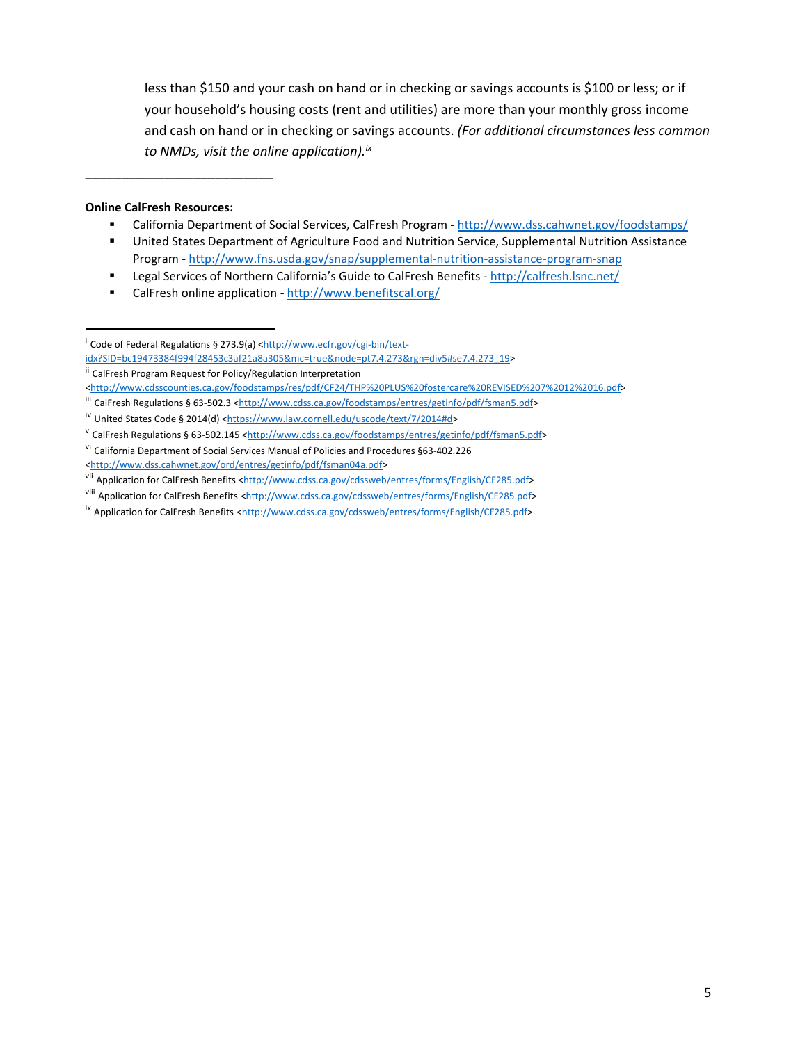less than $150 and your cash on hand or in checking or savings accounts is $100 or less; or if your household's housing costs (rent and utilities) are more than your monthly gross income and cash on hand or in checking or savings accounts. *(For additional circumstances less common to NMDs, visit the online application).*[ix]

___

**Online CalFresh Resources:**

- California Department of Social Services, CalFresh Program - http://www.dss.cahwnet.gov/foodstamps/
- United States Department of Agriculture Food and Nutrition Service, Supplemental Nutrition Assistance Program - http://www.fns.usda.gov/snap/supplemental-nutrition-assistance-program-snap
- Legal Services of Northern California's Guide to CalFresh Benefits - http://calfresh.lsnc.net/
- CalFresh online application - http://www.benefitscal.org/

---

[i] Code of Federal Regulations § 273.9(a) <http://www.ecfr.gov/cgi-bin/text-idx?SID=bc19473384f994f28453c3af21a8a305&mc=true&node=pt7.4.273&rgn=div5#se7.4.273_19>

[ii] CalFresh Program Request for Policy/Regulation Interpretation <http://www.cdsscounties.ca.gov/foodstamps/res/pdf/CF24/THP%20PLUS%20fostercare%20REVISED%207%2012%2016.pdf>

[iii] CalFresh Regulations § 63-502.3 <http://www.cdss.ca.gov/foodstamps/entres/getinfo/pdf/fsman5.pdf>

[iv] United States Code § 2014(d) <https://www.law.cornell.edu/uscode/text/7/2014#d>

[v] CalFresh Regulations § 63-502.145 <http://www.cdss.ca.gov/foodstamps/entres/getinfo/pdf/fsman5.pdf>

[vi] California Department of Social Services Manual of Policies and Procedures §63-402.226 <http://www.dss.cahwnet.gov/ord/entres/getinfo/pdf/fsman04a.pdf>

[vii] Application for CalFresh Benefits <http://www.cdss.ca.gov/cdssweb/entres/forms/English/CF285.pdf>

[viii] Application for CalFresh Benefits <http://www.cdss.ca.gov/cdssweb/entres/forms/English/CF285.pdf>

[ix] Application for CalFresh Benefits <http://www.cdss.ca.gov/cdssweb/entres/forms/English/CF285.pdf>